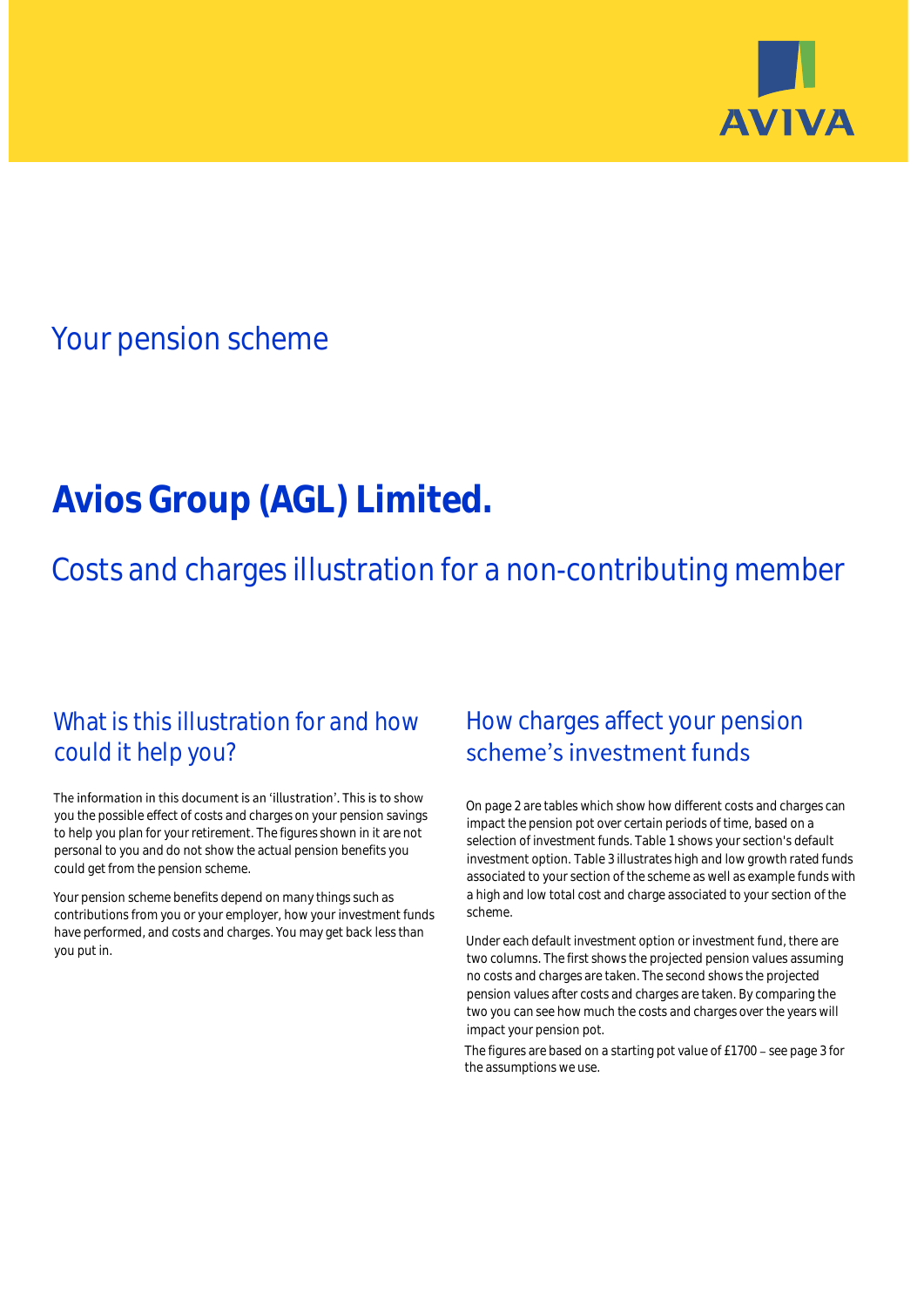AVIVA

## Your pension scheme

# Avios Group (AGL) Limited.

## Costs and charges illustration for a non-contributing member

### What is this illustration for and how could it help you?

The information in this document is an 'illustration'. This is to show you the possible effect of costs and charges on your pension savings to help you plan for your retirement. The figures shown in it are not personal to you and do not show the actual pension benefits you could get from the pension scheme.

Your pension scheme benefits depend on many things such as contributions from you or your employer, how your investment funds have performed, and costs and charges. You may get back less than you put in.

### How charges affect your pension scheme's investment funds

On page 2 are tables which show how different costs and charges can impact the pension pot over certain periods of time, based on a selection of investment funds. Table 1 shows your section's default investment option. Table 3 illustrates high and low growth rated funds associated to your section of the scheme as well as example funds with a high and low total cost and charge associated to your section of the scheme.

Under each default investment option or investment fund, there are two columns. The first shows the projected pension values assuming no costs and charges are taken. The second shows the projected pension values after costs and charges are taken. By comparing the two you can see how much the costs and charges over the years will impact your pension pot.

The figures are based on a starting pot value of £1700 – see page 3 for the assumptions we use.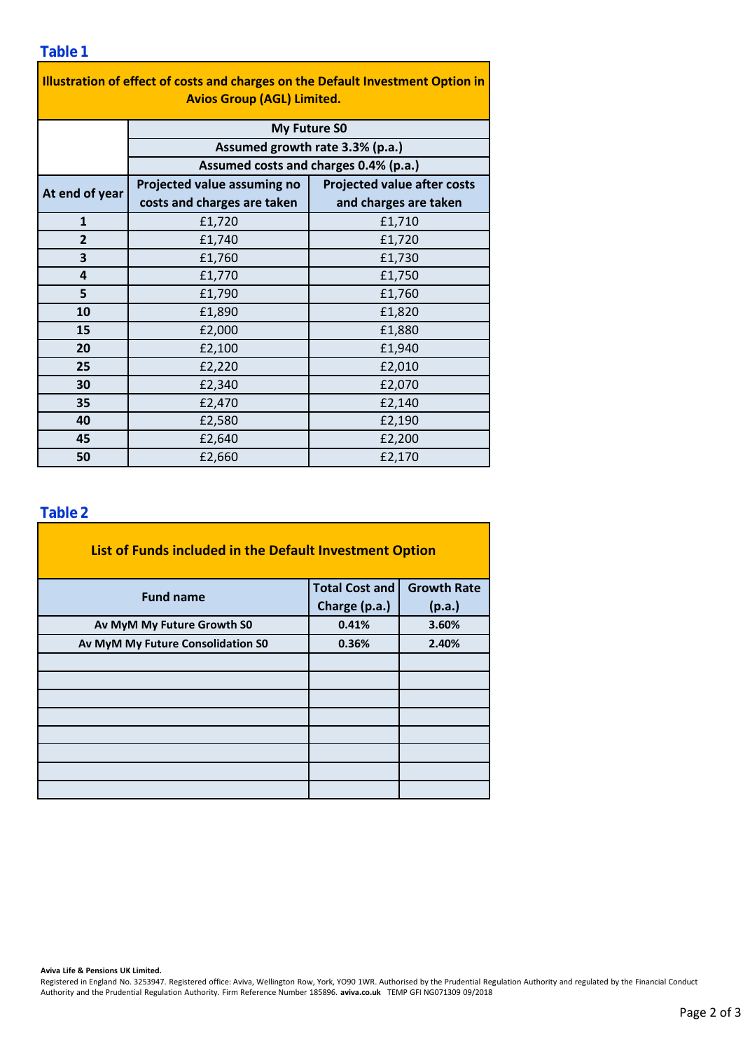## Table 1

| Illustration of effect of costs and charges on the Default Investment Option in Avios Group (AGL) Limited. | | |
|---|---|---|
| | **My Future S0** | |
| | **Assumed growth rate 3.3% (p.a.)** | |
| | **Assumed costs and charges 0.4% (p.a.)** | |
| **At end of year** | **Projected value assuming no costs and charges are taken** | **Projected value after costs and charges are taken** |
| **1** | £1,720 | £1,710 |
| **2** | £1,740 | £1,720 |
| **3** | £1,760 | £1,730 |
| **4** | £1,770 | £1,750 |
| **5** | £1,790 | £1,760 |
| **10** | £1,890 | £1,820 |
| **15** | £2,000 | £1,880 |
| **20** | £2,100 | £1,940 |
| **25** | £2,220 | £2,010 |
| **30** | £2,340 | £2,070 |
| **35** | £2,470 | £2,140 |
| **40** | £2,580 | £2,190 |
| **45** | £2,640 | £2,200 |
| **50** | £2,660 | £2,170 |

## Table 2

| List of Funds included in the Default Investment Option | | |
|---|---|---|
| **Fund name** | **Total Cost and Charge (p.a.)** | **Growth Rate (p.a.)** |
| **Av MyM My Future Growth S0** | **0.41%** | **3.60%** |
| **Av MyM My Future Consolidation S0** | **0.36%** | **2.40%** |
| | | |
| | | |
| | | |
| | | |
| | | |
| | | |
| | | |
| | | |

**Aviva Life & Pensions UK Limited.**
Registered in England No. 3253947. Registered office: Aviva, Wellington Row, York, YO90 1WR. Authorised by the Prudential Regulation Authority and regulated by the Financial Conduct Authority and the Prudential Regulation Authority. Firm Reference Number 185896. **aviva.co.uk** TEMP GFI NG071309 09/2018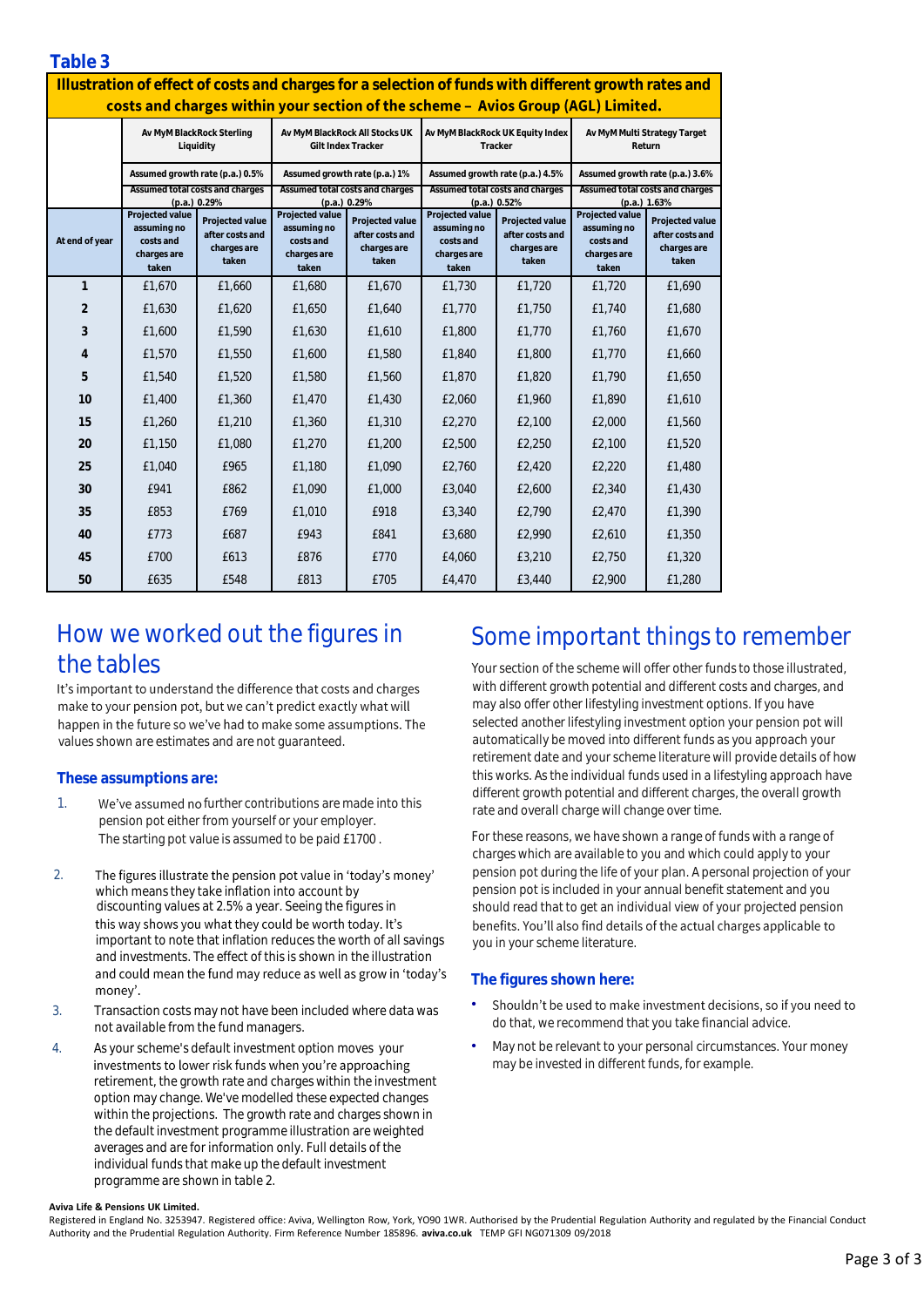## Table 3

| Illustration of effect of costs and charges for a selection of funds with different growth rates and costs and charges within your section of the scheme – Avios Group (AGL) Limited. | | | | | | | | |
|---|---|---|---|---|---|---|---|---|
| | Av MyM BlackRock Sterling Liquidity | | Av MyM BlackRock All Stocks UK Gilt Index Tracker | | Av MyM BlackRock UK Equity Index Tracker | | Av MyM Multi Strategy Target Return | |
| | Assumed growth rate (p.a.) 0.5% | | Assumed growth rate (p.a.) 1% | | Assumed growth rate (p.a.) 4.5% | | Assumed growth rate (p.a.) 3.6% | |
| | Assumed total costs and charges (p.a.) 0.29% | | Assumed total costs and charges (p.a.) 0.29% | | Assumed total costs and charges (p.a.) 0.52% | | Assumed total costs and charges (p.a.) 1.63% | |
| At end of year | Projected value assuming no costs and charges are taken | Projected value after costs and charges are taken | Projected value assuming no costs and charges are taken | Projected value after costs and charges are taken | Projected value assuming no costs and charges are taken | Projected value after costs and charges are taken | Projected value assuming no costs and charges are taken | Projected value after costs and charges are taken |
| 1 | £1,670 | £1,660 | £1,680 | £1,670 | £1,730 | £1,720 | £1,720 | £1,690 |
| 2 | £1,630 | £1,620 | £1,650 | £1,640 | £1,770 | £1,750 | £1,740 | £1,680 |
| 3 | £1,600 | £1,590 | £1,630 | £1,610 | £1,800 | £1,770 | £1,760 | £1,670 |
| 4 | £1,570 | £1,550 | £1,600 | £1,580 | £1,840 | £1,800 | £1,770 | £1,660 |
| 5 | £1,540 | £1,520 | £1,580 | £1,560 | £1,870 | £1,820 | £1,790 | £1,650 |
| 10 | £1,400 | £1,360 | £1,470 | £1,430 | £2,060 | £1,960 | £1,890 | £1,610 |
| 15 | £1,260 | £1,210 | £1,360 | £1,310 | £2,270 | £2,100 | £2,000 | £1,560 |
| 20 | £1,150 | £1,080 | £1,270 | £1,200 | £2,500 | £2,250 | £2,100 | £1,520 |
| 25 | £1,040 | £965 | £1,180 | £1,090 | £2,760 | £2,420 | £2,220 | £1,480 |
| 30 | £941 | £862 | £1,090 | £1,000 | £3,040 | £2,600 | £2,340 | £1,430 |
| 35 | £853 | £769 | £1,010 | £918 | £3,340 | £2,790 | £2,470 | £1,390 |
| 40 | £773 | £687 | £943 | £841 | £3,680 | £2,990 | £2,610 | £1,350 |
| 45 | £700 | £613 | £876 | £770 | £4,060 | £3,210 | £2,750 | £1,320 |
| 50 | £635 | £548 | £813 | £705 | £4,470 | £3,440 | £2,900 | £1,280 |

# How we worked out the figures in the tables

It's important to understand the difference that costs and charges make to your pension pot, but we can't predict exactly what will happen in the future so we've had to make some assumptions. The values shown are estimates and are not guaranteed.

### These assumptions are:

1. We've assumed no further contributions are made into this pension pot either from yourself or your employer. The starting pot value is assumed to be paid £1700 .
2. The figures illustrate the pension pot value in 'today's money' which means they take inflation into account by discounting values at 2.5% a year. Seeing the figures in this way shows you what they could be worth today. It's important to note that inflation reduces the worth of all savings and investments. The effect of this is shown in the illustration and could mean the fund may reduce as well as grow in 'today's money'.
3. Transaction costs may not have been included where data was not available from the fund managers.
4. As your scheme's default investment option moves your investments to lower risk funds when you're approaching retirement, the growth rate and charges within the investment option may change. We've modelled these expected changes within the projections. The growth rate and charges shown in the default investment programme illustration are weighted averages and are for information only. Full details of the individual funds that make up the default investment programme are shown in table 2.

# Some important things to remember

Your section of the scheme will offer other funds to those illustrated, with different growth potential and different costs and charges, and may also offer other lifestyling investment options. If you have selected another lifestyling investment option your pension pot will automatically be moved into different funds as you approach your retirement date and your scheme literature will provide details of how this works. As the individual funds used in a lifestyling approach have different growth potential and different charges, the overall growth rate and overall charge will change over time.

For these reasons, we have shown a range of funds with a range of charges which are available to you and which could apply to your pension pot during the life of your plan. A personal projection of your pension pot is included in your annual benefit statement and you should read that to get an individual view of your projected pension benefits. You'll also find details of the actual charges applicable to you in your scheme literature.

### The figures shown here:

- Shouldn't be used to make investment decisions, so if you need to do that, we recommend that you take financial advice.
- May not be relevant to your personal circumstances. Your money may be invested in different funds, for example.

**Aviva Life & Pensions UK Limited.**
Registered in England No. 3253947. Registered office: Aviva, Wellington Row, York, YO90 1WR. Authorised by the Prudential Regulation Authority and regulated by the Financial Conduct Authority and the Prudential Regulation Authority. Firm Reference Number 185896. **aviva.co.uk** TEMP GFI NG071309 09/2018